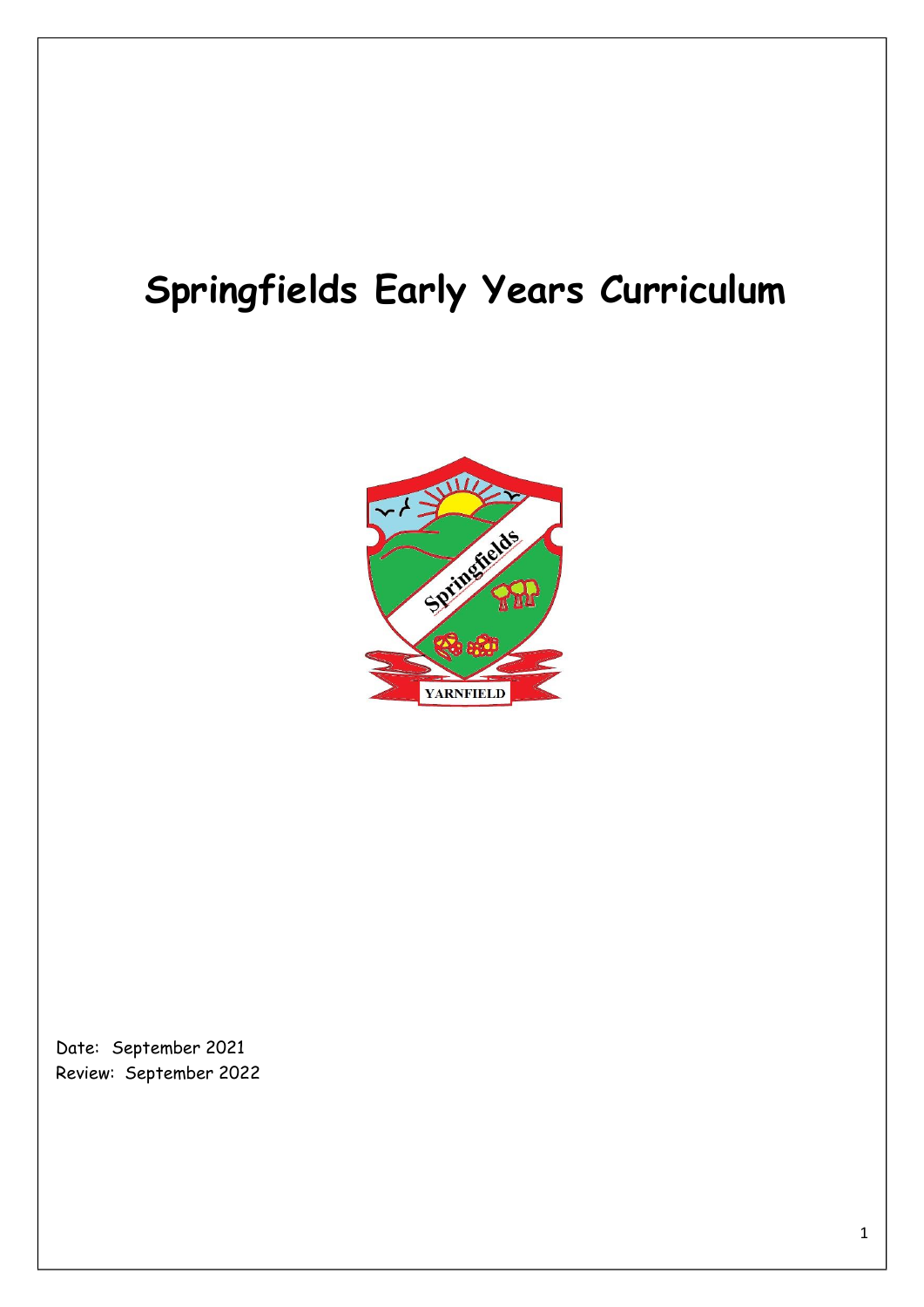# Springfields Early Years Curriculum

Date: September 2021
Review: September 2022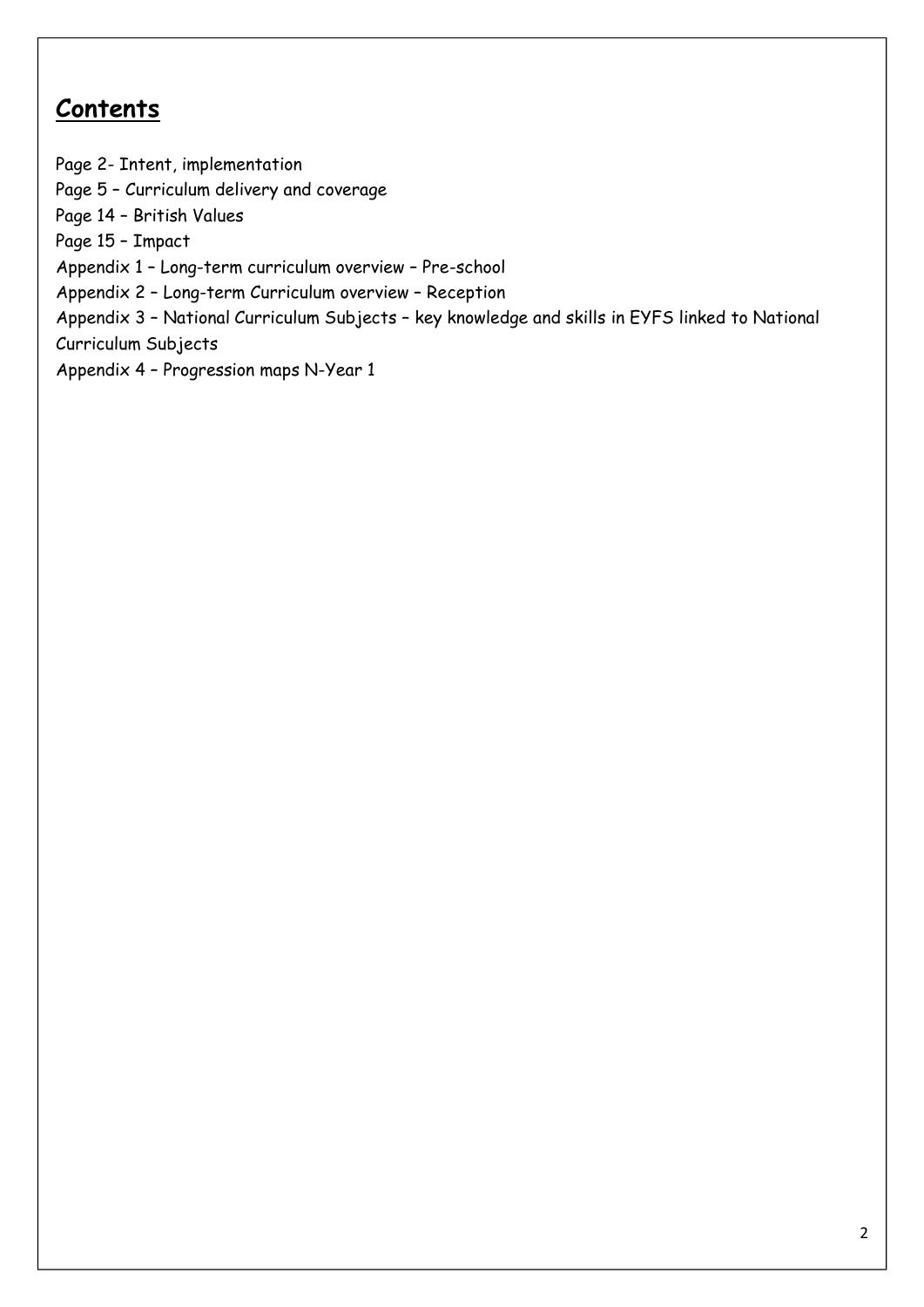## Contents

Page 2- Intent, implementation
Page 5 – Curriculum delivery and coverage
Page 14 – British Values
Page 15 – Impact
Appendix 1 – Long-term curriculum overview – Pre-school
Appendix 2 – Long-term Curriculum overview – Reception
Appendix 3 – National Curriculum Subjects – key knowledge and skills in EYFS linked to National Curriculum Subjects
Appendix 4 – Progression maps N-Year 1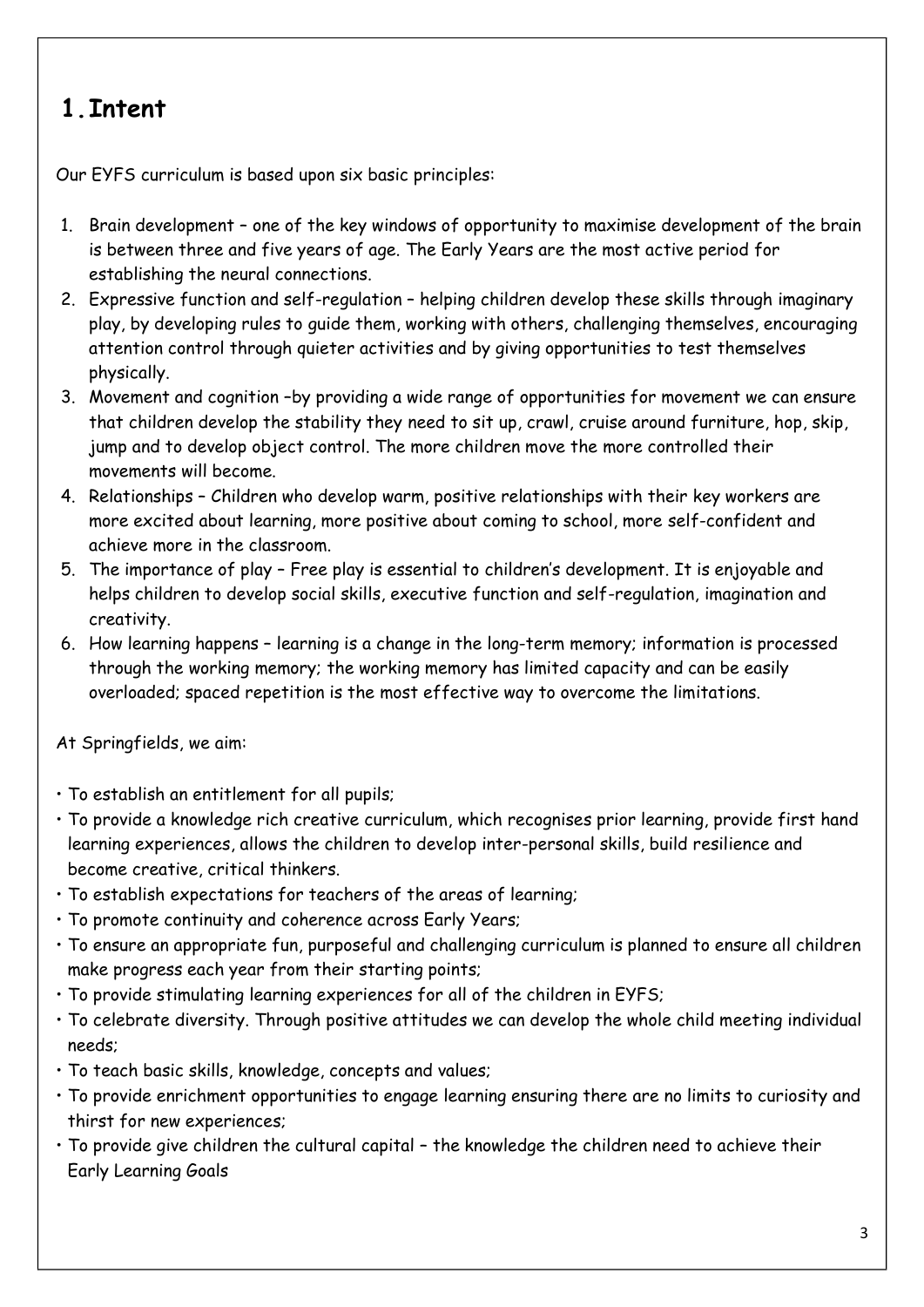# 1. Intent

Our EYFS curriculum is based upon six basic principles:

1. Brain development – one of the key windows of opportunity to maximise development of the brain is between three and five years of age. The Early Years are the most active period for establishing the neural connections.
2. Expressive function and self-regulation – helping children develop these skills through imaginary play, by developing rules to guide them, working with others, challenging themselves, encouraging attention control through quieter activities and by giving opportunities to test themselves physically.
3. Movement and cognition –by providing a wide range of opportunities for movement we can ensure that children develop the stability they need to sit up, crawl, cruise around furniture, hop, skip, jump and to develop object control. The more children move the more controlled their movements will become.
4. Relationships – Children who develop warm, positive relationships with their key workers are more excited about learning, more positive about coming to school, more self-confident and achieve more in the classroom.
5. The importance of play – Free play is essential to children's development. It is enjoyable and helps children to develop social skills, executive function and self-regulation, imagination and creativity.
6. How learning happens – learning is a change in the long-term memory; information is processed through the working memory; the working memory has limited capacity and can be easily overloaded; spaced repetition is the most effective way to overcome the limitations.

At Springfields, we aim:

- To establish an entitlement for all pupils;
- To provide a knowledge rich creative curriculum, which recognises prior learning, provide first hand learning experiences, allows the children to develop inter-personal skills, build resilience and become creative, critical thinkers.
- To establish expectations for teachers of the areas of learning;
- To promote continuity and coherence across Early Years;
- To ensure an appropriate fun, purposeful and challenging curriculum is planned to ensure all children make progress each year from their starting points;
- To provide stimulating learning experiences for all of the children in EYFS;
- To celebrate diversity. Through positive attitudes we can develop the whole child meeting individual needs;
- To teach basic skills, knowledge, concepts and values;
- To provide enrichment opportunities to engage learning ensuring there are no limits to curiosity and thirst for new experiences;
- To provide give children the cultural capital – the knowledge the children need to achieve their Early Learning Goals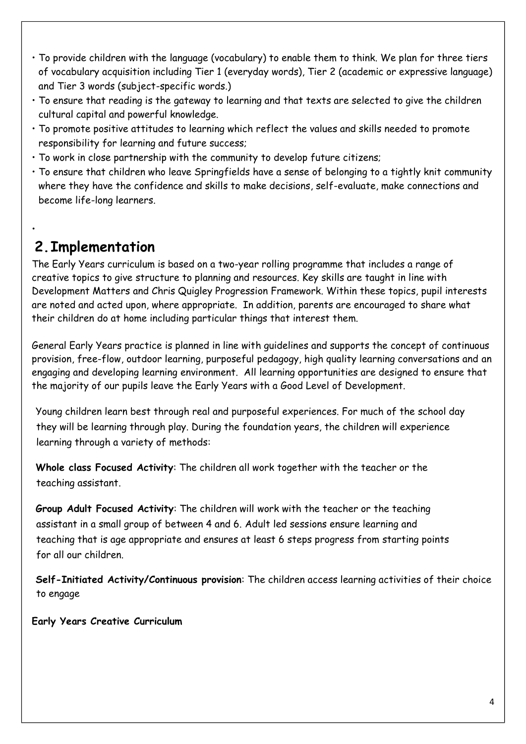- To provide children with the language (vocabulary) to enable them to think. We plan for three tiers of vocabulary acquisition including Tier 1 (everyday words), Tier 2 (academic or expressive language) and Tier 3 words (subject-specific words.)
- To ensure that reading is the gateway to learning and that texts are selected to give the children cultural capital and powerful knowledge.
- To promote positive attitudes to learning which reflect the values and skills needed to promote responsibility for learning and future success;
- To work in close partnership with the community to develop future citizens;
- To ensure that children who leave Springfields have a sense of belonging to a tightly knit community where they have the confidence and skills to make decisions, self-evaluate, make connections and become life-long learners.

## 2. Implementation

The Early Years curriculum is based on a two-year rolling programme that includes a range of creative topics to give structure to planning and resources. Key skills are taught in line with Development Matters and Chris Quigley Progression Framework. Within these topics, pupil interests are noted and acted upon, where appropriate. In addition, parents are encouraged to share what their children do at home including particular things that interest them.

General Early Years practice is planned in line with guidelines and supports the concept of continuous provision, free-flow, outdoor learning, purposeful pedagogy, high quality learning conversations and an engaging and developing learning environment. All learning opportunities are designed to ensure that the majority of our pupils leave the Early Years with a Good Level of Development.

Young children learn best through real and purposeful experiences. For much of the school day they will be learning through play. During the foundation years, the children will experience learning through a variety of methods:

**Whole class Focused Activity**: The children all work together with the teacher or the teaching assistant.

**Group Adult Focused Activity**: The children will work with the teacher or the teaching assistant in a small group of between 4 and 6. Adult led sessions ensure learning and teaching that is age appropriate and ensures at least 6 steps progress from starting points for all our children.

**Self-Initiated Activity/Continuous provision**: The children access learning activities of their choice to engage

**Early Years Creative Curriculum**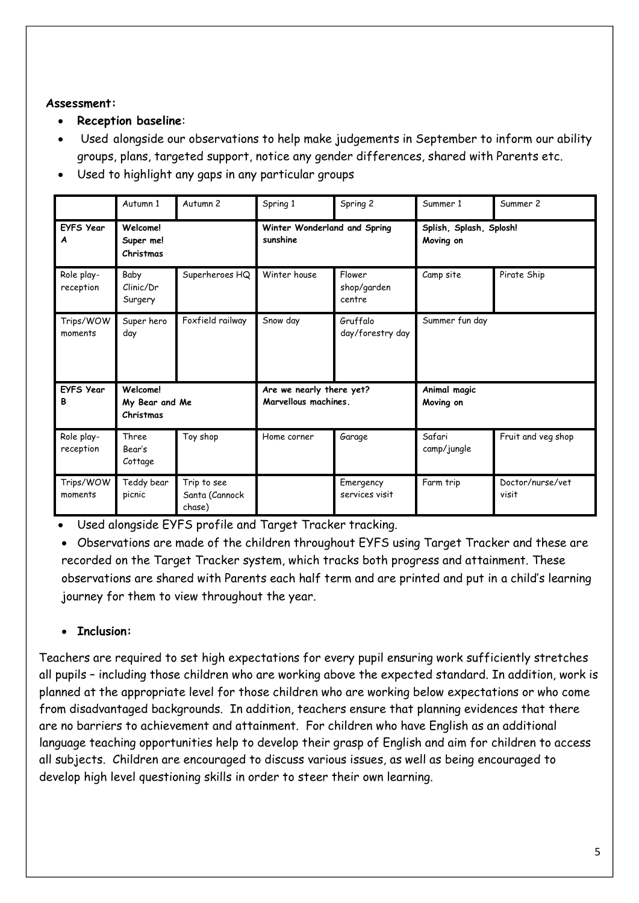**Assessment:**

- **Reception baseline**:
- Used alongside our observations to help make judgements in September to inform our ability groups, plans, targeted support, notice any gender differences, shared with Parents etc.
- Used to highlight any gaps in any particular groups

| | Autumn 1 | Autumn 2 | Spring 1 | Spring 2 | Summer 1 | Summer 2 |
|---|---|---|---|---|---|---|
| **EYFS Year A** | **Welcome! Super me! Christmas** | | **Winter Wonderland and Spring sunshine** | | **Splish, Splash, Splosh! Moving on** | |
| Role play-reception | Baby Clinic/Dr Surgery | Superheroes HQ | Winter house | Flower shop/garden centre | Camp site | Pirate Ship |
| Trips/WOW moments | Super hero day | Foxfield railway | Snow day | Gruffalo day/forestry day | Summer fun day | |
| **EYFS Year B** | **Welcome! My Bear and Me Christmas** | | **Are we nearly there yet? Marvellous machines.** | | **Animal magic Moving on** | |
| Role play-reception | Three Bear's Cottage | Toy shop | Home corner | Garage | Safari camp/jungle | Fruit and veg shop |
| Trips/WOW moments | Teddy bear picnic | Trip to see Santa (Cannock chase) | | Emergency services visit | Farm trip | Doctor/nurse/vet visit |

- Used alongside EYFS profile and Target Tracker tracking.
- Observations are made of the children throughout EYFS using Target Tracker and these are recorded on the Target Tracker system, which tracks both progress and attainment. These observations are shared with Parents each half term and are printed and put in a child's learning journey for them to view throughout the year.

- **Inclusion:**

Teachers are required to set high expectations for every pupil ensuring work sufficiently stretches all pupils – including those children who are working above the expected standard. In addition, work is planned at the appropriate level for those children who are working below expectations or who come from disadvantaged backgrounds. In addition, teachers ensure that planning evidences that there are no barriers to achievement and attainment. For children who have English as an additional language teaching opportunities help to develop their grasp of English and aim for children to access all subjects. Children are encouraged to discuss various issues, as well as being encouraged to develop high level questioning skills in order to steer their own learning.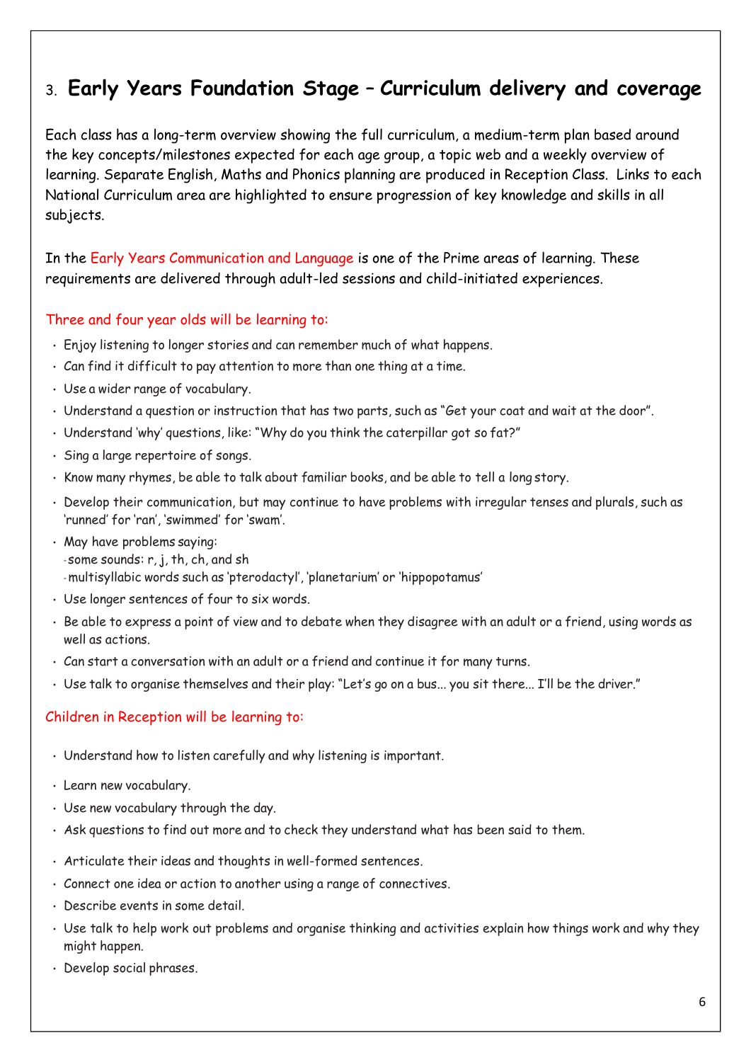# 3. **Early Years Foundation Stage – Curriculum delivery and coverage**

Each class has a long-term overview showing the full curriculum, a medium-term plan based around the key concepts/milestones expected for each age group, a topic web and a weekly overview of learning. Separate English, Maths and Phonics planning are produced in Reception Class. Links to each National Curriculum area are highlighted to ensure progression of key knowledge and skills in all subjects.

In the Early Years Communication and Language is one of the Prime areas of learning. These requirements are delivered through adult-led sessions and child-initiated experiences.

### Three and four year olds will be learning to:

- Enjoy listening to longer stories and can remember much of what happens.
- Can find it difficult to pay attention to more than one thing at a time.
- Use a wider range of vocabulary.
- Understand a question or instruction that has two parts, such as "Get your coat and wait at the door".
- Understand 'why' questions, like: "Why do you think the caterpillar got so fat?"
- Sing a large repertoire of songs.
- Know many rhymes, be able to talk about familiar books, and be able to tell a long story.
- Develop their communication, but may continue to have problems with irregular tenses and plurals, such as 'runned' for 'ran', 'swimmed' for 'swam'.
- May have problems saying:
  - some sounds: r, j, th, ch, and sh
  - multisyllabic words such as 'pterodactyl', 'planetarium' or 'hippopotamus'
- Use longer sentences of four to six words.
- Be able to express a point of view and to debate when they disagree with an adult or a friend, using words as well as actions.
- Can start a conversation with an adult or a friend and continue it for many turns.
- Use talk to organise themselves and their play: "Let's go on a bus... you sit there... I'll be the driver."

### Children in Reception will be learning to:

- Understand how to listen carefully and why listening is important.
- Learn new vocabulary.
- Use new vocabulary through the day.
- Ask questions to find out more and to check they understand what has been said to them.
- Articulate their ideas and thoughts in well-formed sentences.
- Connect one idea or action to another using a range of connectives.
- Describe events in some detail.
- Use talk to help work out problems and organise thinking and activities explain how things work and why they might happen.
- Develop social phrases.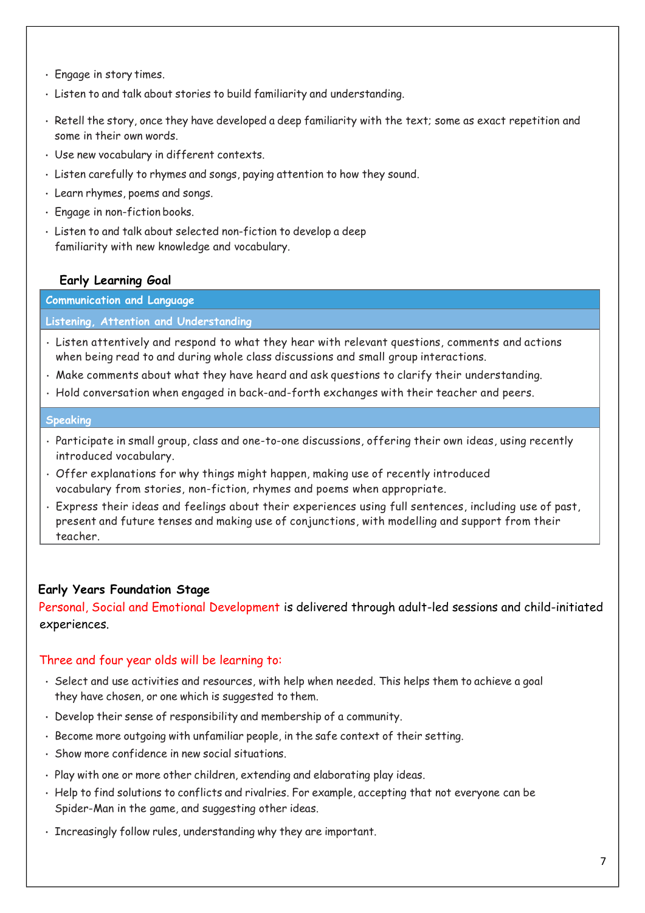- Engage in story times.
- Listen to and talk about stories to build familiarity and understanding.
- Retell the story, once they have developed a deep familiarity with the text; some as exact repetition and some in their own words.
- Use new vocabulary in different contexts.
- Listen carefully to rhymes and songs, paying attention to how they sound.
- Learn rhymes, poems and songs.
- Engage in non-fiction books.
- Listen to and talk about selected non-fiction to develop a deep familiarity with new knowledge and vocabulary.

**Early Learning Goal**

| **Communication and Language** |
| --- |
| **Listening, Attention and Understanding** |
| • Listen attentively and respond to what they hear with relevant questions, comments and actions when being read to and during whole class discussions and small group interactions.<br>• Make comments about what they have heard and ask questions to clarify their understanding.<br>• Hold conversation when engaged in back-and-forth exchanges with their teacher and peers. |
| **Speaking** |
| • Participate in small group, class and one-to-one discussions, offering their own ideas, using recently introduced vocabulary.<br>• Offer explanations for why things might happen, making use of recently introduced vocabulary from stories, non-fiction, rhymes and poems when appropriate.<br>• Express their ideas and feelings about their experiences using full sentences, including use of past, present and future tenses and making use of conjunctions, with modelling and support from their teacher. |

**Early Years Foundation Stage**

Personal, Social and Emotional Development is delivered through adult-led sessions and child-initiated experiences.

Three and four year olds will be learning to:

- Select and use activities and resources, with help when needed. This helps them to achieve a goal they have chosen, or one which is suggested to them.
- Develop their sense of responsibility and membership of a community.
- Become more outgoing with unfamiliar people, in the safe context of their setting.
- Show more confidence in new social situations.
- Play with one or more other children, extending and elaborating play ideas.
- Help to find solutions to conflicts and rivalries. For example, accepting that not everyone can be Spider-Man in the game, and suggesting other ideas.
- Increasingly follow rules, understanding why they are important.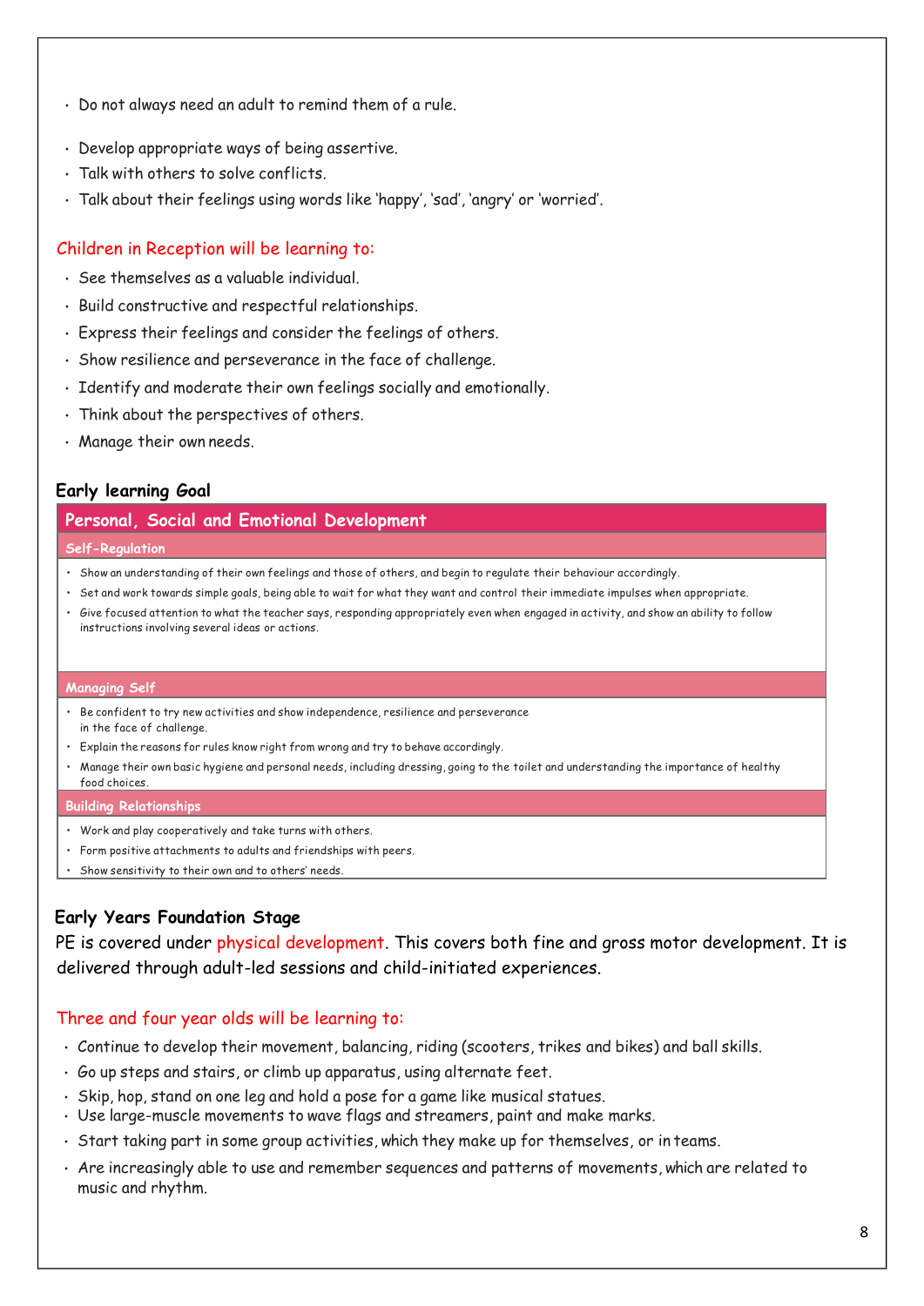- Do not always need an adult to remind them of a rule.
- Develop appropriate ways of being assertive.
- Talk with others to solve conflicts.
- Talk about their feelings using words like 'happy', 'sad', 'angry' or 'worried'.

### Children in Reception will be learning to:

- See themselves as a valuable individual.
- Build constructive and respectful relationships.
- Express their feelings and consider the feelings of others.
- Show resilience and perseverance in the face of challenge.
- Identify and moderate their own feelings socially and emotionally.
- Think about the perspectives of others.
- Manage their own needs.

### Early learning Goal

| Personal, Social and Emotional Development |
|---|
| **Self-Regulation** |
| • Show an understanding of their own feelings and those of others, and begin to regulate their behaviour accordingly.<br>• Set and work towards simple goals, being able to wait for what they want and control their immediate impulses when appropriate.<br>• Give focused attention to what the teacher says, responding appropriately even when engaged in activity, and show an ability to follow instructions involving several ideas or actions. |
| **Managing Self** |
| • Be confident to try new activities and show independence, resilience and perseverance in the face of challenge.<br>• Explain the reasons for rules know right from wrong and try to behave accordingly.<br>• Manage their own basic hygiene and personal needs, including dressing, going to the toilet and understanding the importance of healthy food choices. |
| **Building Relationships** |
| • Work and play cooperatively and take turns with others.<br>• Form positive attachments to adults and friendships with peers.<br>• Show sensitivity to their own and to others' needs. |

### Early Years Foundation Stage

PE is covered under physical development. This covers both fine and gross motor development. It is delivered through adult-led sessions and child-initiated experiences.

### Three and four year olds will be learning to:

- Continue to develop their movement, balancing, riding (scooters, trikes and bikes) and ball skills.
- Go up steps and stairs, or climb up apparatus, using alternate feet.
- Skip, hop, stand on one leg and hold a pose for a game like musical statues.
- Use large-muscle movements to wave flags and streamers, paint and make marks.
- Start taking part in some group activities, which they make up for themselves, or in teams.
- Are increasingly able to use and remember sequences and patterns of movements, which are related to music and rhythm.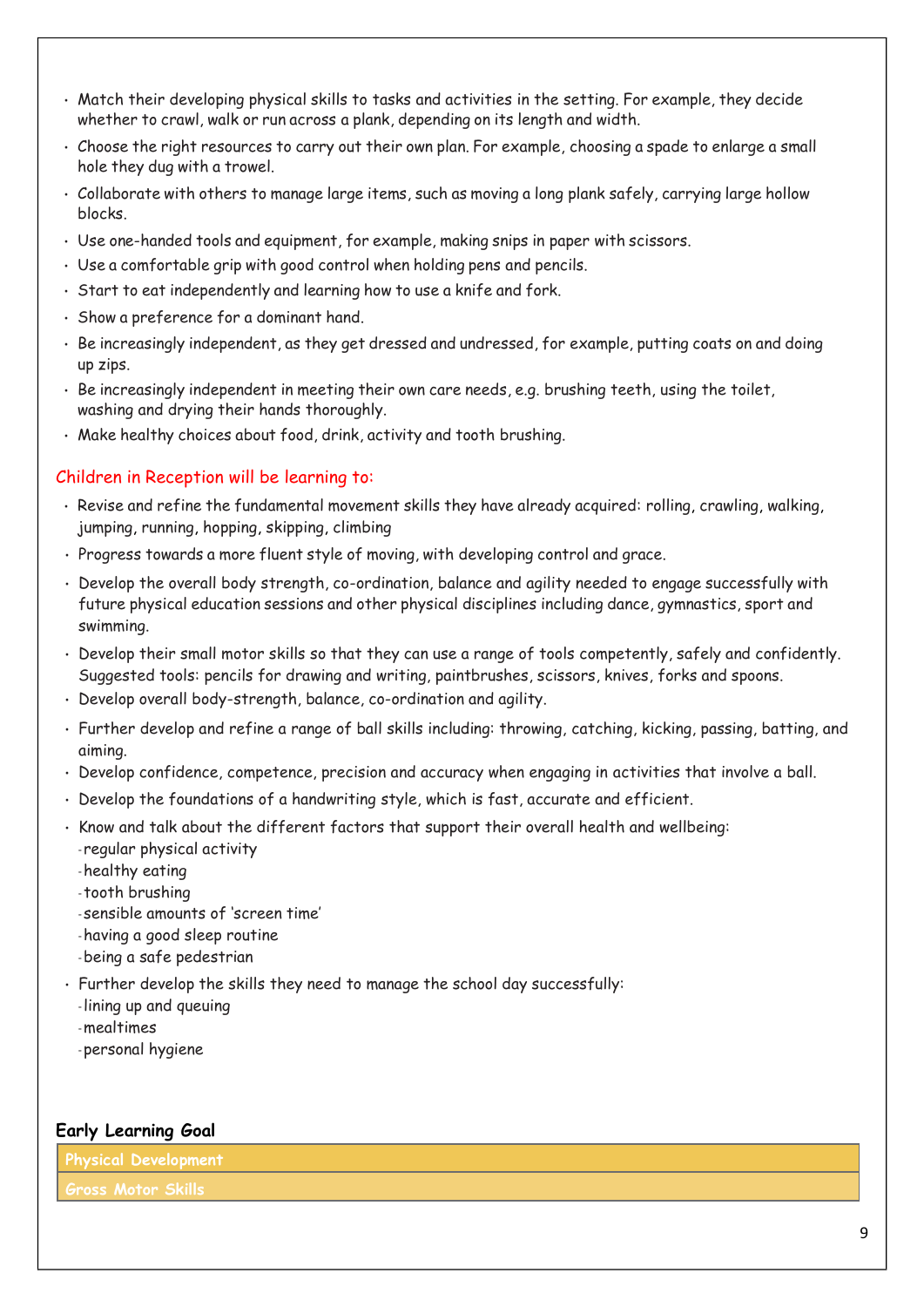- Match their developing physical skills to tasks and activities in the setting. For example, they decide whether to crawl, walk or run across a plank, depending on its length and width.
- Choose the right resources to carry out their own plan. For example, choosing a spade to enlarge a small hole they dug with a trowel.
- Collaborate with others to manage large items, such as moving a long plank safely, carrying large hollow blocks.
- Use one-handed tools and equipment, for example, making snips in paper with scissors.
- Use a comfortable grip with good control when holding pens and pencils.
- Start to eat independently and learning how to use a knife and fork.
- Show a preference for a dominant hand.
- Be increasingly independent, as they get dressed and undressed, for example, putting coats on and doing up zips.
- Be increasingly independent in meeting their own care needs, e.g. brushing teeth, using the toilet, washing and drying their hands thoroughly.
- Make healthy choices about food, drink, activity and tooth brushing.

## Children in Reception will be learning to:

- Revise and refine the fundamental movement skills they have already acquired: rolling, crawling, walking, jumping, running, hopping, skipping, climbing
- Progress towards a more fluent style of moving, with developing control and grace.
- Develop the overall body strength, co-ordination, balance and agility needed to engage successfully with future physical education sessions and other physical disciplines including dance, gymnastics, sport and swimming.
- Develop their small motor skills so that they can use a range of tools competently, safely and confidently. Suggested tools: pencils for drawing and writing, paintbrushes, scissors, knives, forks and spoons.
- Develop overall body-strength, balance, co-ordination and agility.
- Further develop and refine a range of ball skills including: throwing, catching, kicking, passing, batting, and aiming.
- Develop confidence, competence, precision and accuracy when engaging in activities that involve a ball.
- Develop the foundations of a handwriting style, which is fast, accurate and efficient.
- Know and talk about the different factors that support their overall health and wellbeing:
  - regular physical activity
  - healthy eating
  - tooth brushing
  - sensible amounts of 'screen time'
  - having a good sleep routine
  - being a safe pedestrian
- Further develop the skills they need to manage the school day successfully:
  - lining up and queuing
  - mealtimes
  - personal hygiene

**Early Learning Goal**

| Physical Development |
|---|
| Gross Motor Skills |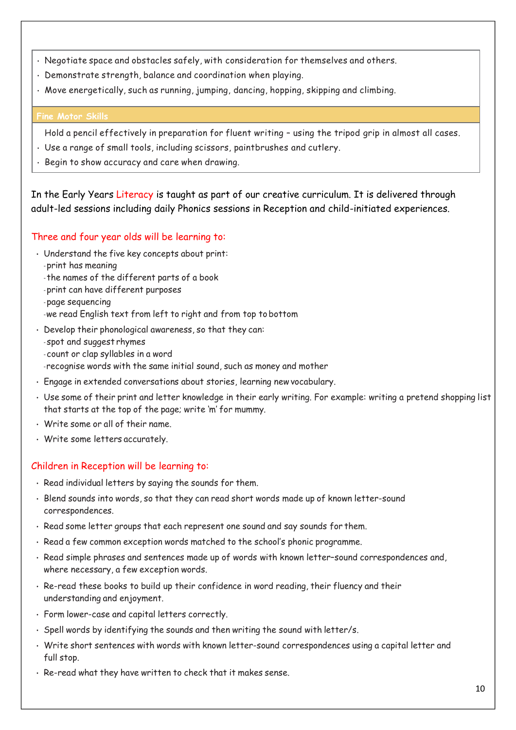- Negotiate space and obstacles safely, with consideration for themselves and others.
- Demonstrate strength, balance and coordination when playing.
- Move energetically, such as running, jumping, dancing, hopping, skipping and climbing.

**Fine Motor Skills**

- Hold a pencil effectively in preparation for fluent writing – using the tripod grip in almost all cases.
- Use a range of small tools, including scissors, paintbrushes and cutlery.
- Begin to show accuracy and care when drawing.

In the Early Years Literacy is taught as part of our creative curriculum. It is delivered through adult-led sessions including daily Phonics sessions in Reception and child-initiated experiences.

### Three and four year olds will be learning to:

- Understand the five key concepts about print:
  - print has meaning
  - the names of the different parts of a book
  - print can have different purposes
  - page sequencing
  - we read English text from left to right and from top to bottom
- Develop their phonological awareness, so that they can:
  - spot and suggest rhymes
  - count or clap syllables in a word
  - recognise words with the same initial sound, such as money and mother
- Engage in extended conversations about stories, learning new vocabulary.
- Use some of their print and letter knowledge in their early writing. For example: writing a pretend shopping list that starts at the top of the page; write 'm' for mummy.
- Write some or all of their name.
- Write some letters accurately.

### Children in Reception will be learning to:

- Read individual letters by saying the sounds for them.
- Blend sounds into words, so that they can read short words made up of known letter-sound correspondences.
- Read some letter groups that each represent one sound and say sounds for them.
- Read a few common exception words matched to the school's phonic programme.
- Read simple phrases and sentences made up of words with known letter–sound correspondences and, where necessary, a few exception words.
- Re-read these books to build up their confidence in word reading, their fluency and their understanding and enjoyment.
- Form lower-case and capital letters correctly.
- Spell words by identifying the sounds and then writing the sound with letter/s.
- Write short sentences with words with known letter-sound correspondences using a capital letter and full stop.
- Re-read what they have written to check that it makes sense.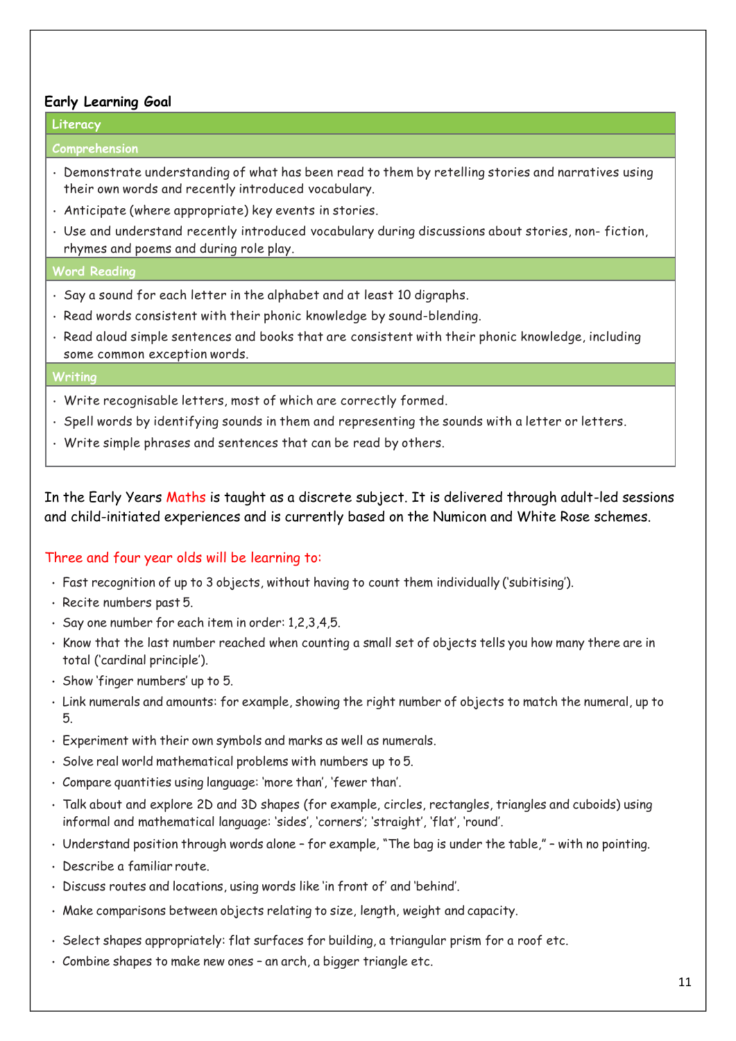**Early Learning Goal**

### Literacy

#### Comprehension

- Demonstrate understanding of what has been read to them by retelling stories and narratives using their own words and recently introduced vocabulary.
- Anticipate (where appropriate) key events in stories.
- Use and understand recently introduced vocabulary during discussions about stories, non- fiction, rhymes and poems and during role play.

#### Word Reading

- Say a sound for each letter in the alphabet and at least 10 digraphs.
- Read words consistent with their phonic knowledge by sound-blending.
- Read aloud simple sentences and books that are consistent with their phonic knowledge, including some common exception words.

#### Writing

- Write recognisable letters, most of which are correctly formed.
- Spell words by identifying sounds in them and representing the sounds with a letter or letters.
- Write simple phrases and sentences that can be read by others.

In the Early Years Maths is taught as a discrete subject. It is delivered through adult-led sessions and child-initiated experiences and is currently based on the Numicon and White Rose schemes.

Three and four year olds will be learning to:

- Fast recognition of up to 3 objects, without having to count them individually ('subitising').
- Recite numbers past 5.
- Say one number for each item in order: 1,2,3,4,5.
- Know that the last number reached when counting a small set of objects tells you how many there are in total ('cardinal principle').
- Show 'finger numbers' up to 5.
- Link numerals and amounts: for example, showing the right number of objects to match the numeral, up to 5.
- Experiment with their own symbols and marks as well as numerals.
- Solve real world mathematical problems with numbers up to 5.
- Compare quantities using language: 'more than', 'fewer than'.
- Talk about and explore 2D and 3D shapes (for example, circles, rectangles, triangles and cuboids) using informal and mathematical language: 'sides', 'corners'; 'straight', 'flat', 'round'.
- Understand position through words alone – for example, "The bag is under the table," – with no pointing.
- Describe a familiar route.
- Discuss routes and locations, using words like 'in front of' and 'behind'.
- Make comparisons between objects relating to size, length, weight and capacity.
- Select shapes appropriately: flat surfaces for building, a triangular prism for a roof etc.
- Combine shapes to make new ones – an arch, a bigger triangle etc.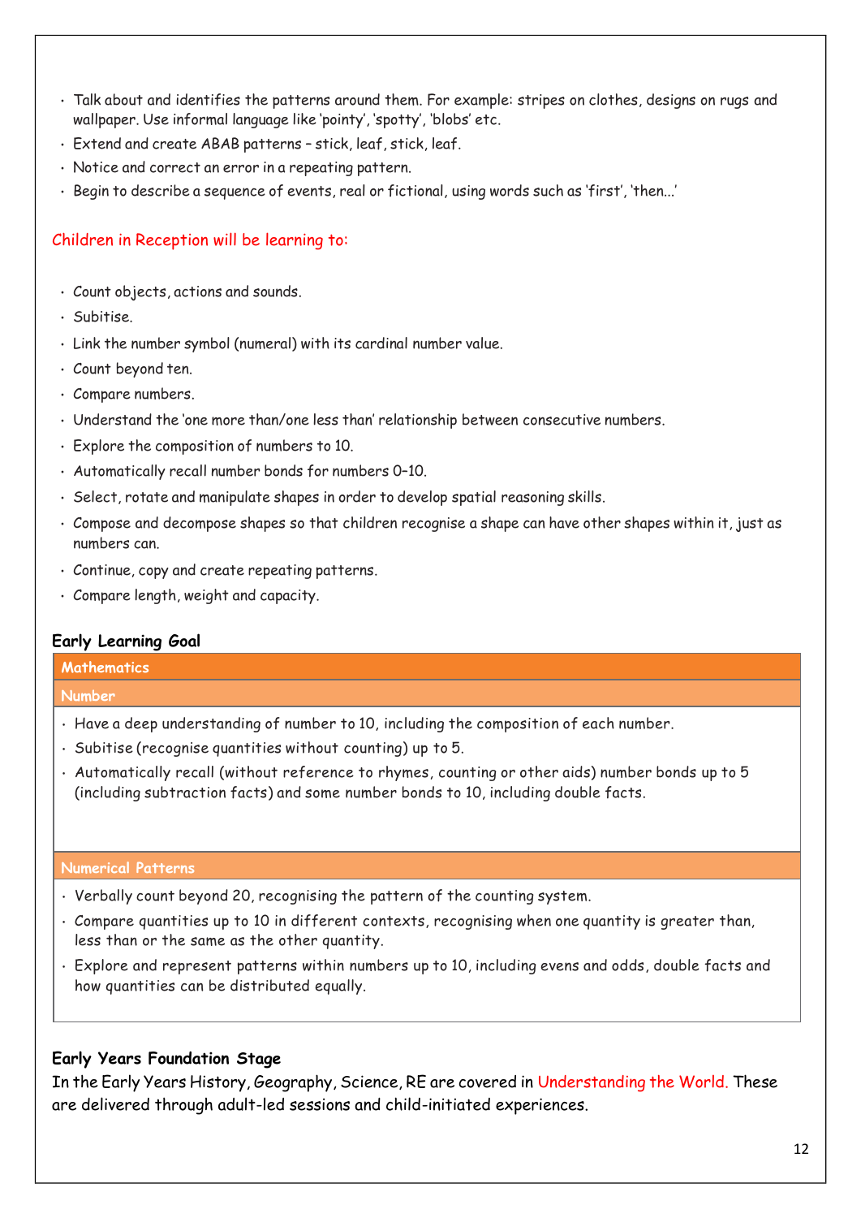- Talk about and identifies the patterns around them. For example: stripes on clothes, designs on rugs and wallpaper. Use informal language like 'pointy', 'spotty', 'blobs' etc.
- Extend and create ABAB patterns – stick, leaf, stick, leaf.
- Notice and correct an error in a repeating pattern.
- Begin to describe a sequence of events, real or fictional, using words such as 'first', 'then...'

## Children in Reception will be learning to:

- Count objects, actions and sounds.
- Subitise.
- Link the number symbol (numeral) with its cardinal number value.
- Count beyond ten.
- Compare numbers.
- Understand the 'one more than/one less than' relationship between consecutive numbers.
- Explore the composition of numbers to 10.
- Automatically recall number bonds for numbers 0–10.
- Select, rotate and manipulate shapes in order to develop spatial reasoning skills.
- Compose and decompose shapes so that children recognise a shape can have other shapes within it, just as numbers can.
- Continue, copy and create repeating patterns.
- Compare length, weight and capacity.

### Early Learning Goal

| Mathematics |
| --- |
| **Number** |
| • Have a deep understanding of number to 10, including the composition of each number.<br>• Subitise (recognise quantities without counting) up to 5.<br>• Automatically recall (without reference to rhymes, counting or other aids) number bonds up to 5 (including subtraction facts) and some number bonds to 10, including double facts. |
| **Numerical Patterns** |
| • Verbally count beyond 20, recognising the pattern of the counting system.<br>• Compare quantities up to 10 in different contexts, recognising when one quantity is greater than, less than or the same as the other quantity.<br>• Explore and represent patterns within numbers up to 10, including evens and odds, double facts and how quantities can be distributed equally. |

### Early Years Foundation Stage

In the Early Years History, Geography, Science, RE are covered in Understanding the World. These are delivered through adult-led sessions and child-initiated experiences.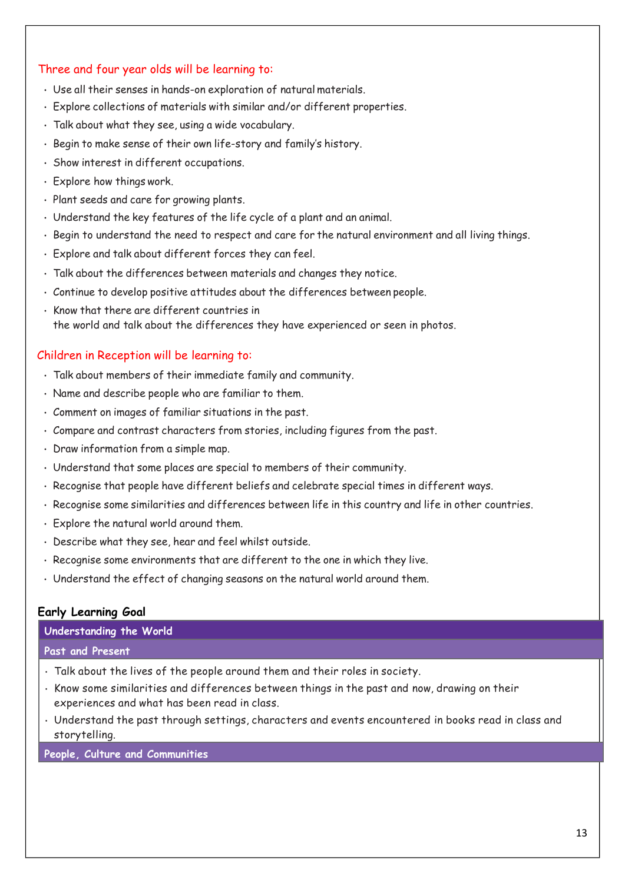### Three and four year olds will be learning to:

- Use all their senses in hands-on exploration of natural materials.
- Explore collections of materials with similar and/or different properties.
- Talk about what they see, using a wide vocabulary.
- Begin to make sense of their own life-story and family's history.
- Show interest in different occupations.
- Explore how things work.
- Plant seeds and care for growing plants.
- Understand the key features of the life cycle of a plant and an animal.
- Begin to understand the need to respect and care for the natural environment and all living things.
- Explore and talk about different forces they can feel.
- Talk about the differences between materials and changes they notice.
- Continue to develop positive attitudes about the differences between people.
- Know that there are different countries in the world and talk about the differences they have experienced or seen in photos.

### Children in Reception will be learning to:

- Talk about members of their immediate family and community.
- Name and describe people who are familiar to them.
- Comment on images of familiar situations in the past.
- Compare and contrast characters from stories, including figures from the past.
- Draw information from a simple map.
- Understand that some places are special to members of their community.
- Recognise that people have different beliefs and celebrate special times in different ways.
- Recognise some similarities and differences between life in this country and life in other countries.
- Explore the natural world around them.
- Describe what they see, hear and feel whilst outside.
- Recognise some environments that are different to the one in which they live.
- Understand the effect of changing seasons on the natural world around them.

### Early Learning Goal

| Understanding the World |
| --- |
| **Past and Present** |
| • Talk about the lives of the people around them and their roles in society.<br>• Know some similarities and differences between things in the past and now, drawing on their experiences and what has been read in class.<br>• Understand the past through settings, characters and events encountered in books read in class and storytelling. |
| **People, Culture and Communities** |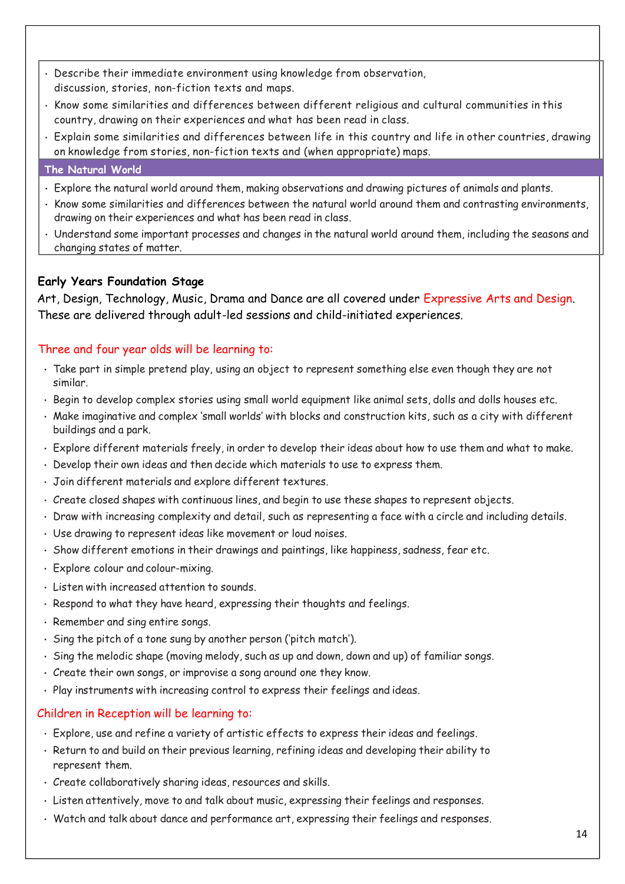- Describe their immediate environment using knowledge from observation, discussion, stories, non-fiction texts and maps.
- Know some similarities and differences between different religious and cultural communities in this country, drawing on their experiences and what has been read in class.
- Explain some similarities and differences between life in this country and life in other countries, drawing on knowledge from stories, non-fiction texts and (when appropriate) maps.

**The Natural World**

- Explore the natural world around them, making observations and drawing pictures of animals and plants.
- Know some similarities and differences between the natural world around them and contrasting environments, drawing on their experiences and what has been read in class.
- Understand some important processes and changes in the natural world around them, including the seasons and changing states of matter.

**Early Years Foundation Stage**

Art, Design, Technology, Music, Drama and Dance are all covered under Expressive Arts and Design. These are delivered through adult-led sessions and child-initiated experiences.

Three and four year olds will be learning to:

- Take part in simple pretend play, using an object to represent something else even though they are not similar.
- Begin to develop complex stories using small world equipment like animal sets, dolls and dolls houses etc.
- Make imaginative and complex 'small worlds' with blocks and construction kits, such as a city with different buildings and a park.
- Explore different materials freely, in order to develop their ideas about how to use them and what to make.
- Develop their own ideas and then decide which materials to use to express them.
- Join different materials and explore different textures.
- Create closed shapes with continuous lines, and begin to use these shapes to represent objects.
- Draw with increasing complexity and detail, such as representing a face with a circle and including details.
- Use drawing to represent ideas like movement or loud noises.
- Show different emotions in their drawings and paintings, like happiness, sadness, fear etc.
- Explore colour and colour-mixing.
- Listen with increased attention to sounds.
- Respond to what they have heard, expressing their thoughts and feelings.
- Remember and sing entire songs.
- Sing the pitch of a tone sung by another person ('pitch match').
- Sing the melodic shape (moving melody, such as up and down, down and up) of familiar songs.
- Create their own songs, or improvise a song around one they know.
- Play instruments with increasing control to express their feelings and ideas.

Children in Reception will be learning to:

- Explore, use and refine a variety of artistic effects to express their ideas and feelings.
- Return to and build on their previous learning, refining ideas and developing their ability to represent them.
- Create collaboratively sharing ideas, resources and skills.
- Listen attentively, move to and talk about music, expressing their feelings and responses.
- Watch and talk about dance and performance art, expressing their feelings and responses.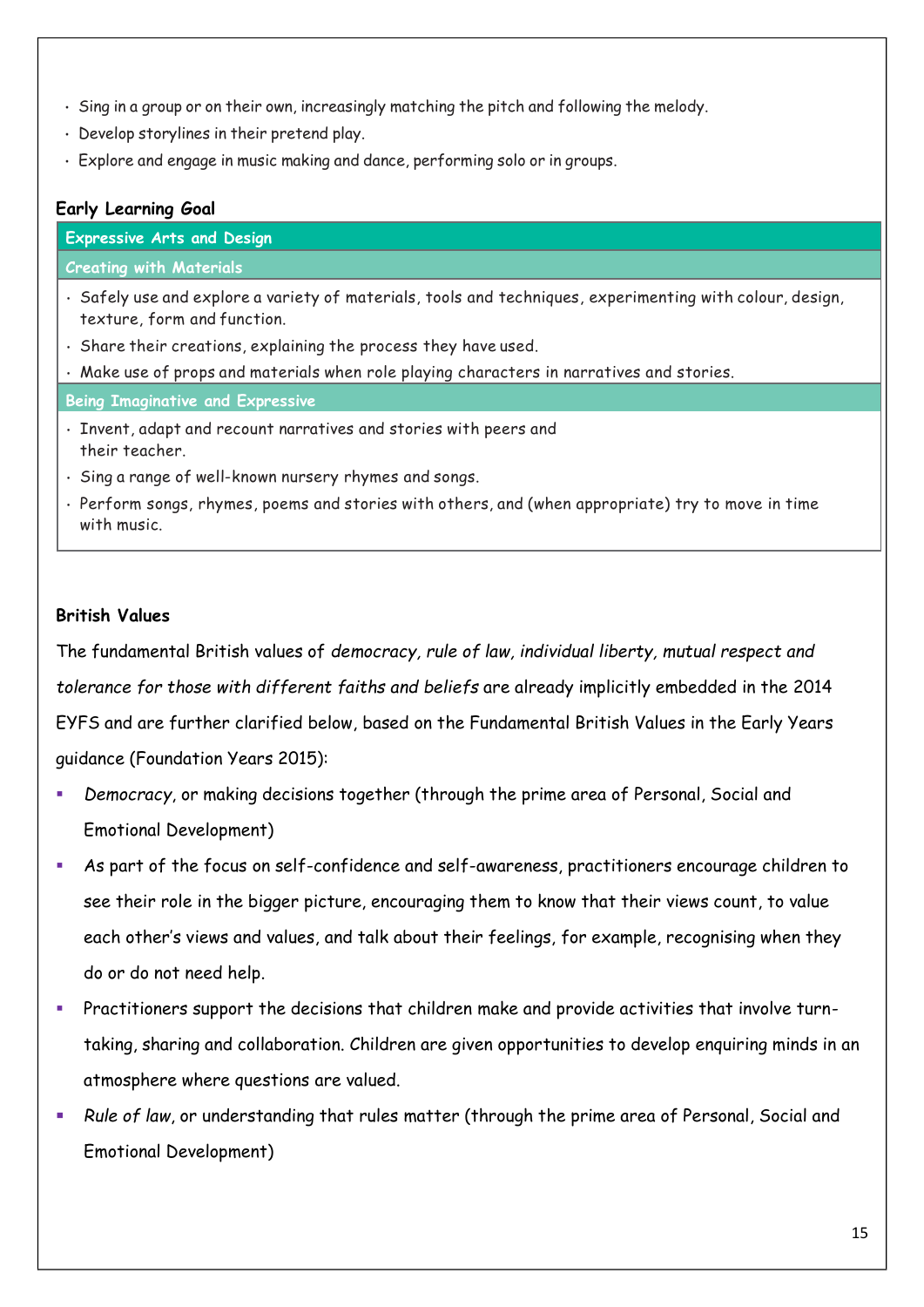- Sing in a group or on their own, increasingly matching the pitch and following the melody.
- Develop storylines in their pretend play.
- Explore and engage in music making and dance, performing solo or in groups.

**Early Learning Goal**

| Expressive Arts and Design |
|---|
| **Creating with Materials** |
| • Safely use and explore a variety of materials, tools and techniques, experimenting with colour, design, texture, form and function.<br>• Share their creations, explaining the process they have used.<br>• Make use of props and materials when role playing characters in narratives and stories. |
| **Being Imaginative and Expressive** |
| • Invent, adapt and recount narratives and stories with peers and their teacher.<br>• Sing a range of well-known nursery rhymes and songs.<br>• Perform songs, rhymes, poems and stories with others, and (when appropriate) try to move in time with music. |

**British Values**

The fundamental British values of *democracy, rule of law, individual liberty, mutual respect and tolerance for those with different faiths and beliefs* are already implicitly embedded in the 2014 EYFS and are further clarified below, based on the Fundamental British Values in the Early Years guidance (Foundation Years 2015):

- *Democracy*, or making decisions together (through the prime area of Personal, Social and Emotional Development)
- As part of the focus on self-confidence and self-awareness, practitioners encourage children to see their role in the bigger picture, encouraging them to know that their views count, to value each other's views and values, and talk about their feelings, for example, recognising when they do or do not need help.
- Practitioners support the decisions that children make and provide activities that involve turn-taking, sharing and collaboration. Children are given opportunities to develop enquiring minds in an atmosphere where questions are valued.
- *Rule of law*, or understanding that rules matter (through the prime area of Personal, Social and Emotional Development)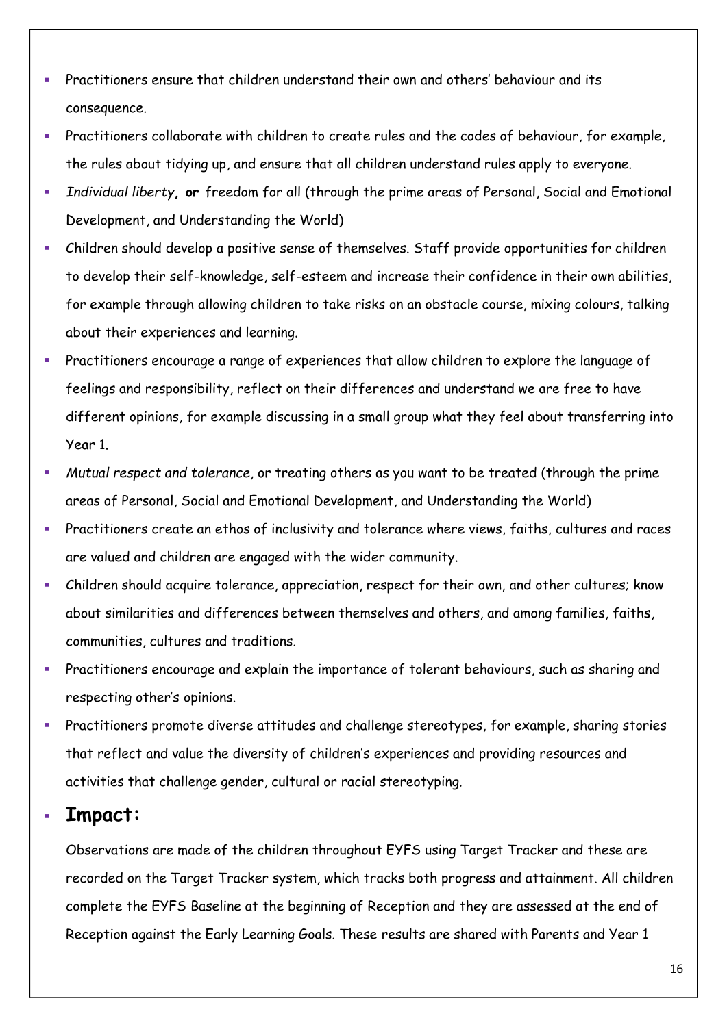- Practitioners ensure that children understand their own and others' behaviour and its consequence.
- Practitioners collaborate with children to create rules and the codes of behaviour, for example, the rules about tidying up, and ensure that all children understand rules apply to everyone.
- *Individual liberty*, **or** freedom for all (through the prime areas of Personal, Social and Emotional Development, and Understanding the World)
- Children should develop a positive sense of themselves. Staff provide opportunities for children to develop their self-knowledge, self-esteem and increase their confidence in their own abilities, for example through allowing children to take risks on an obstacle course, mixing colours, talking about their experiences and learning.
- Practitioners encourage a range of experiences that allow children to explore the language of feelings and responsibility, reflect on their differences and understand we are free to have different opinions, for example discussing in a small group what they feel about transferring into Year 1.
- *Mutual respect and tolerance*, or treating others as you want to be treated (through the prime areas of Personal, Social and Emotional Development, and Understanding the World)
- Practitioners create an ethos of inclusivity and tolerance where views, faiths, cultures and races are valued and children are engaged with the wider community.
- Children should acquire tolerance, appreciation, respect for their own, and other cultures; know about similarities and differences between themselves and others, and among families, faiths, communities, cultures and traditions.
- Practitioners encourage and explain the importance of tolerant behaviours, such as sharing and respecting other's opinions.
- Practitioners promote diverse attitudes and challenge stereotypes, for example, sharing stories that reflect and value the diversity of children's experiences and providing resources and activities that challenge gender, cultural or racial stereotyping.

- **Impact:**

  Observations are made of the children throughout EYFS using Target Tracker and these are recorded on the Target Tracker system, which tracks both progress and attainment. All children complete the EYFS Baseline at the beginning of Reception and they are assessed at the end of Reception against the Early Learning Goals. These results are shared with Parents and Year 1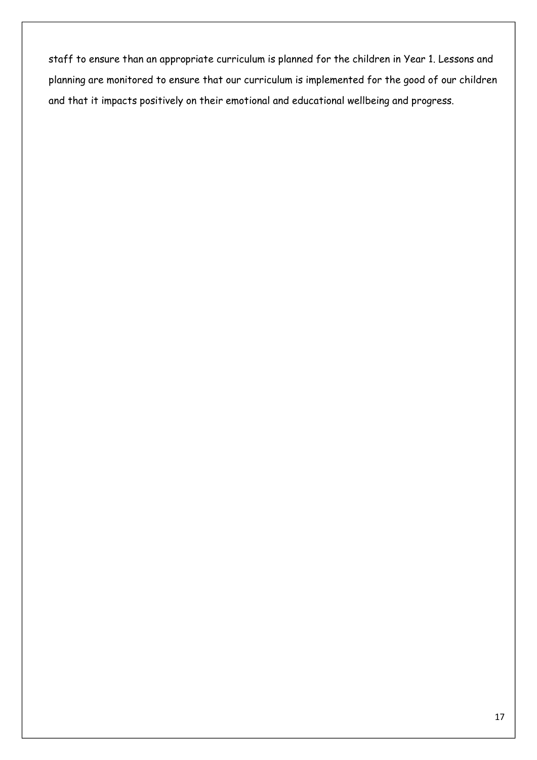staff to ensure than an appropriate curriculum is planned for the children in Year 1. Lessons and planning are monitored to ensure that our curriculum is implemented for the good of our children and that it impacts positively on their emotional and educational wellbeing and progress.